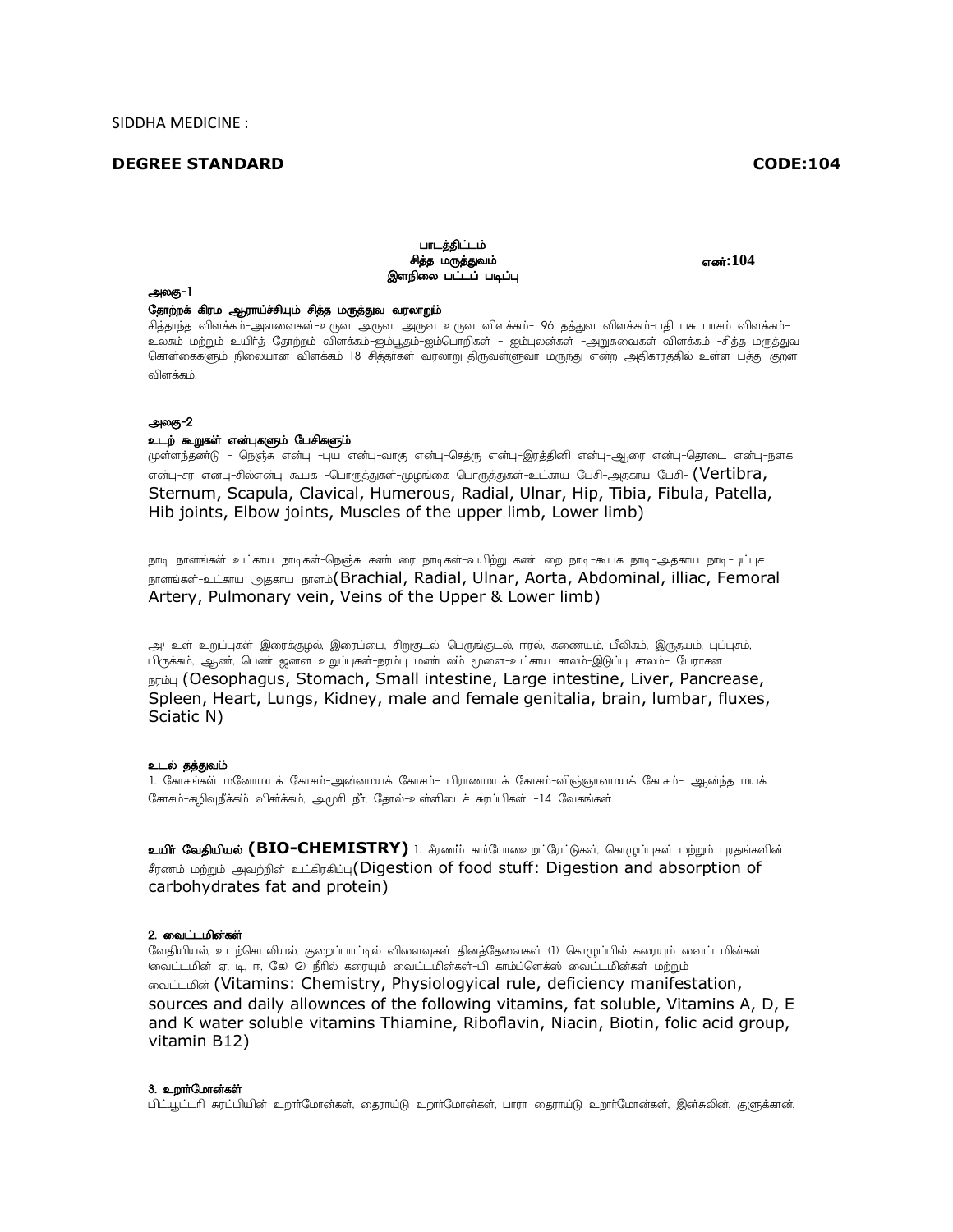SIDDHA MEDICINE :

**DEGREE STANDARD** **CODE:104**

**பாடத்திட்டம்**
**சித்த மருத்துவம்** **எண்:104**
**இளநிலை பட்டப் படிப்பு**

**அலகு-1**

**தோற்றக் கிரம ஆராய்ச்சியும் சித்த மருத்துவ வரலாறும்**

சித்தாந்த விளக்கம்-அளவைகள்-உருவ அருவ, அருவ உருவ விளக்கம்- 96 தத்துவ விளக்கம்-பதி பசு பாசம் விளக்கம்- உலகம் மற்றும் உயிர்த் தோற்றம் விளக்கம்-ஐம்பூதம்-ஐம்பொறிகள் - ஐம்புலன்கள் -அறுசுவைகள் விளக்கம் -சித்த மருத்துவ கொள்கைகளும் நிலையான விளக்கம்-18 சித்தர்கள் வரலாறு-திருவள்ளுவர் மருந்து என்ற அதிகாரத்தில் உள்ள பத்து குறள் விளக்கம்.

**அலகு-2**

**உடற் கூறுகள் என்புகளும் பேசிகளும்**

முள்ளந்தண்டு - நெஞ்சு என்பு -புய என்பு-வாகு என்பு-செத்ரு என்பு-இரத்தினி என்பு-ஆரை என்பு-தொடை என்பு-நளக என்பு-சர என்பு-சில்என்பு கூபக -பொருத்துகள்-முழங்கை பொருத்துகள்-உட்காய பேசி-அதகாய பேசி- (Vertibra, Sternum, Scapula, Clavical, Humerous, Radial, Ulnar, Hip, Tibia, Fibula, Patella, Hib joints, Elbow joints, Muscles of the upper limb, Lower limb)

நாடி நாளங்கள் உட்காய நாடிகள்-நெஞ்சு கண்டரை நாடிகள்-வயிற்று கண்டறை நாடி-கூபக நாடி-அதகாய நாடி-புப்புச நாளங்கள்-உட்காய அதகாய நாளம்(Brachial, Radial, Ulnar, Aorta, Abdominal, illiac, Femoral Artery, Pulmonary vein, Veins of the Upper & Lower limb)

அ) உள் உறுப்புகள் இரைக்குழல், இரைப்பை, சிறுகுடல், பெருங்குடல், ஈரல், கணையம், பீலிகம், இருதயம், புப்புசம், பிருக்கம், ஆண், பெண் ஜனன உறுப்புகள்-நரம்பு மண்டலம் மூளை-உட்காய சாலம்-இடுப்பு சாலம்- பேராசன நரம்பு (Oesophagus, Stomach, Small intestine, Large intestine, Liver, Pancrease, Spleen, Heart, Lungs, Kidney, male and female genitalia, brain, lumbar, fluxes, Sciatic N)

**உடல் தத்துவம்**

1. கோசங்கள் மனோமயக் கோசம்-அன்னமயக் கோசம்- பிராணமயக் கோசம்-விஞ்ஞானமயக் கோசம்- ஆன்ந்த மயக் கோசம்-கழிவுநீக்கம் விசர்க்கம், அமுரி நீர், தோல்-உள்ளிடைச் சுரப்பிகள் -14 வேகங்கள்

**உயிர் வேதியியல் (BIO-CHEMISTRY)** 1. சீரணம் கார்போஹைட்ரேட்டுகள், கொழுப்புகள் மற்றும் புரதங்களின் சீரணம் மற்றும் அவற்றின் உட்கிரகிப்பு(Digestion of food stuff: Digestion and absorption of carbohydrates fat and protein)

**2. வைட்டமின்கள்**

வேதியியல், உடற்செயலியல், குறைப்பாட்டில் விளைவுகள் தினத்தேவைகள் (1) கொழுப்பில் கரையும் வைட்டமின்கள் (வைட்டமின் ஏ, டி, ஈ, கே) (2) நீரில் கரையும் வைட்டமின்கள்-பி காம்ப்ளெக்ஸ் வைட்டமின்கள் மற்றும் வைட்டமின் (Vitamins: Chemistry, Physiologyical rule, deficiency manifestation, sources and daily allownces of the following vitamins, fat soluble, Vitamins A, D, E and K water soluble vitamins Thiamine, Riboflavin, Niacin, Biotin, folic acid group, vitamin B12)

**3. உறார்மோன்கள்**

பிட்யூட்டரி சுரப்பியின் உறார்மோன்கள், தைராய்டு உறார்மோன்கள், பாரா தைராய்டு உறார்மோன்கள், இன்சுலின், குளுக்கான்,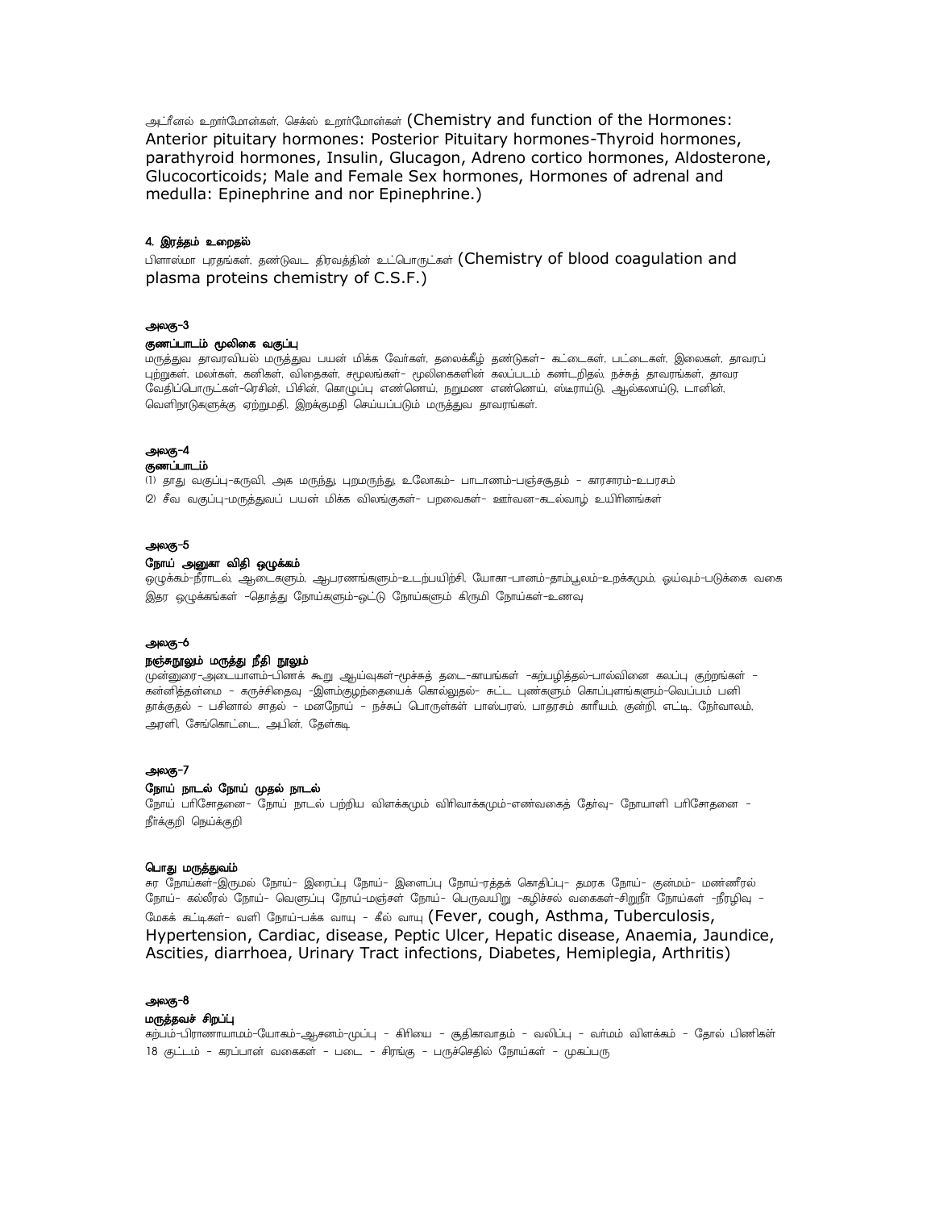அட்ரீனல் உறார்மோன்கள், செக்ஸ் உறார்மோன்கள் (Chemistry and function of the Hormones: Anterior pituitary hormones: Posterior Pituitary hormones-Thyroid hormones, parathyroid hormones, Insulin, Glucagon, Adreno cortico hormones, Aldosterone, Glucocorticoids; Male and Female Sex hormones, Hormones of adrenal and medulla: Epinephrine and nor Epinephrine.)

**4. இரத்தம் உறைதல்**

பிளாஸ்மா புரதங்கள், தண்டுவட திரவத்தின் உட்பொருட்கள் (Chemistry of blood coagulation and plasma proteins chemistry of C.S.F.)

**அலகு-3**

**குணப்பாடம் மூலிகை வகுப்பு**

மருத்துவ தாவரவியல் மருத்துவ பயன் மிக்க வேர்கள், தலைக்கீழ் தண்டுகள்- கட்டைகள், பட்டைகள், இலைகள், தாவரப் புற்றுகள், மலர்கள், கனிகள், விதைகள், சமூலங்கள்- மூலிகைகளின் கலப்படம் கண்டறிதல், நச்சுத் தாவரங்கள், தாவர வேதிப்பொருட்கள்-ரெசின், பிசின், கொழுப்பு எண்ணெய், நறுமண எண்ணெய், ஸ்டீராய்டு, ஆல்கலாய்டு, டானின், வெளிநாடுகளுக்கு ஏற்றுமதி, இறக்குமதி செய்யப்படும் மருத்துவ தாவரங்கள்.

**அலகு-4**

**குணப்பாடம்**

(1) தாது வகுப்பு-கருவி, அக மருந்து, புறமருந்து, உலோகம்- பாடாணம்-பஞ்சசூதம் - காரசாரம்-உபரசம்

(2) சீவ வகுப்பு-மருத்துவப் பயன் மிக்க விலங்குகள்- பறவைகள்- ஊர்வன-கடல்வாழ் உயிரினங்கள்

**அலகு-5**

**நோய் அணுகா விதி ஒழுக்கம்**

ஒழுக்கம்-நீராடல், ஆடைகளும், ஆபரணங்களும்-உடற்பயிற்சி, யோகா-பானம்-தாம்பூலம்-உறக்கமும், ஓய்வும்-படுக்கை வகை இதர ஒழுக்கங்கள் -தொத்து நோய்களும்-ஒட்டு நோய்களும் கிருமி நோய்கள்-உணவு

**அலகு-6**

**நஞ்சுநூலும் மருத்து நீதி நூலும்**

முன்னுரை-அடையாளம்-பிணக் கூறு ஆய்வுகள்-மூச்சுத் தடை-காயங்கள் -கற்பழித்தல்-பால்வினை கலப்பு குற்றங்கள் - கன்னித்தன்மை - கருச்சிதைவு -இளம்குழந்தையைக் கொல்லுதல்- சுட்ட புண்களும் கொப்புளங்களும்-வெப்பம் பனி தாக்குதல் - பசினால் சாதல் - மனநோய் - நச்சுப் பொருள்கள் பாஸ்பரஸ், பாதரசம் காரீயம், குன்றி, எட்டி, நேர்வாலம், அரளி, சேங்கொட்டை, அபின், தேள்கடி

**அலகு-7**

**நோய் நாடல் நோய் முதல் நாடல்**

நோய் பரிசோதனை- நோய் நாடல் பற்றிய விளக்கமும் விரிவாக்கமும்-எண்வகைத் தேர்வு- நோயாளி பரிசோதனை - நீர்க்குறி நெய்க்குறி

**பொது மருத்துவம்**

சுர நோய்கள்-இருமல் நோய்- இரைப்பு நோய்- இளைப்பு நோய்-ரத்தக் கொதிப்பு- தமரக நோய்- குன்மம்- மண்ணீரல் நோய்- கல்லீரல் நோய்- வெளுப்பு நோய்-மஞ்சள் நோய்- பெருவயிறு -கழிச்சல் வகைகள்-சிறுநீர் நோய்கள் -நீரழிவு - மேகக் கட்டிகள்- வளி நோய்-பக்க வாயு - கீல் வாயு (Fever, cough, Asthma, Tuberculosis, Hypertension, Cardiac, disease, Peptic Ulcer, Hepatic disease, Anaemia, Jaundice, Ascities, diarrhoea, Urinary Tract infections, Diabetes, Hemiplegia, Arthritis)

**அலகு-8**

**மருத்தவச் சிறப்பு**

கற்பம்-பிராணாயாமம்-யோகம்-ஆசனம்-முப்பு - கிரியை - சூதிகாவாதம் - வலிப்பு - வர்மம் விளக்கம் - தோல் பிணிகள் 18 குட்டம் - கரப்பான் வகைகள் - படை - சிரங்கு - பருச்செதில் நோய்கள் - முகப்பரு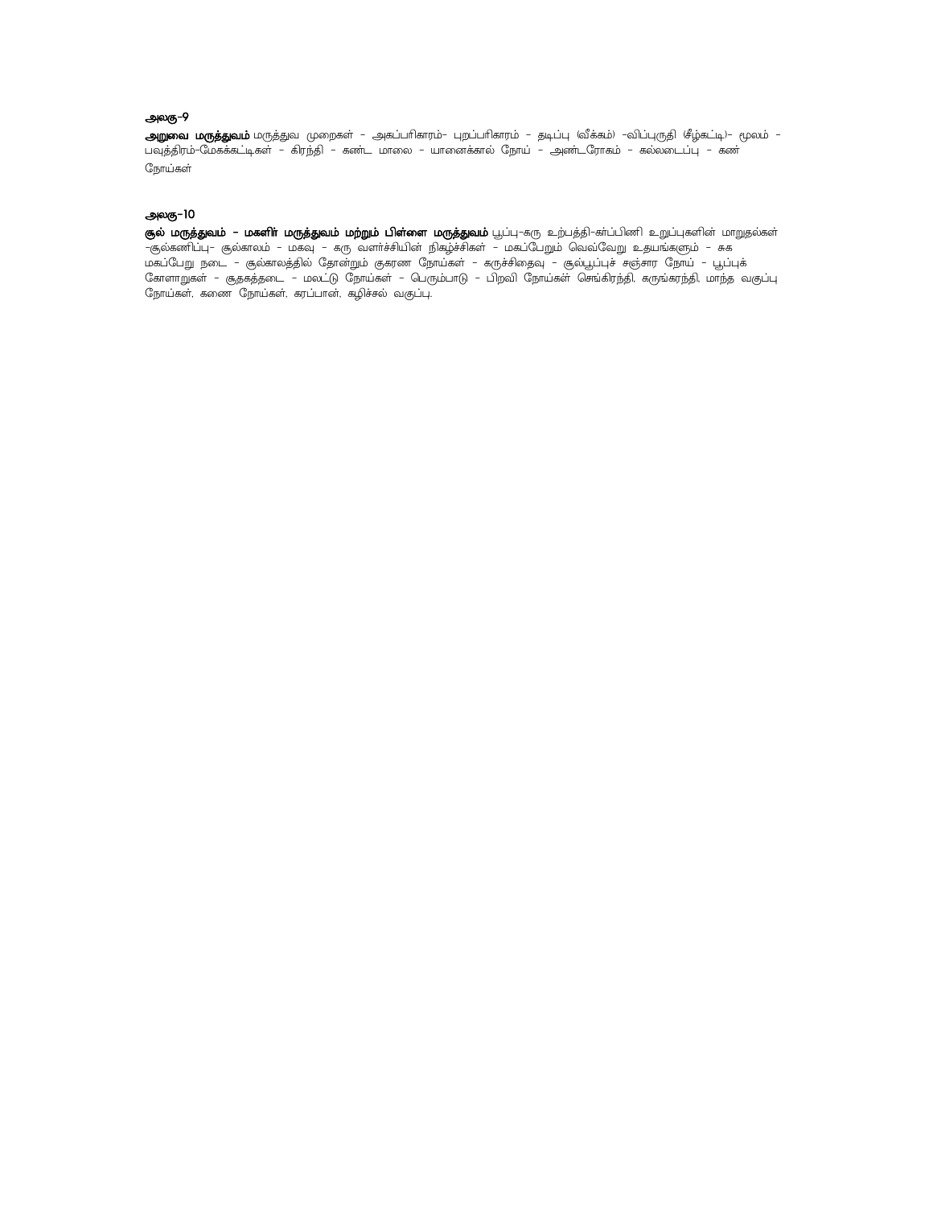அலகு-9

**அறுவை மருத்துவம்** மருத்துவ முறைகள் - அகப்பரிகாரம்- புறப்பரிகாரம் - தடிப்பு (வீக்கம்) -விப்புருதி (சீழ்கட்டி)- மூலம் - பவுத்திரம்-மேகக்கட்டிகள் - கிரந்தி - கண்ட மாலை - யானைக்கால் நோய் - அண்டரோகம் - கல்லடைப்பு - கண் நோய்கள்

அலகு-10

**சூல் மருத்துவம் - மகளிர் மருத்துவம் மற்றும் பிள்ளை மருத்துவம்** பூப்பு-கரு உற்பத்தி-கர்ப்பிணி உறுப்புகளின் மாறுதல்கள் -சூல்கணிப்பு- சூல்காலம் - மகவு - கரு வளர்ச்சியின் நிகழ்ச்சிகள் - மகப்பேறும் வெவ்வேறு உதயங்களும் - சுக மகப்பேறு நடை - சூல்காலத்தில் தோன்றும் குகரண நோய்கள் - கருச்சிதைவு - சூல்பூப்புச் சஞ்சார நோய் - பூப்புக் கோளாறுகள் - சூதகத்தடை - மலட்டு நோய்கள் - பெரும்பாடு - பிறவி நோய்கள் செங்கிரந்தி, கருங்கரந்தி, மாந்த வகுப்பு நோய்கள், கணை நோய்கள், கரப்பான், கழிச்சல் வகுப்பு.